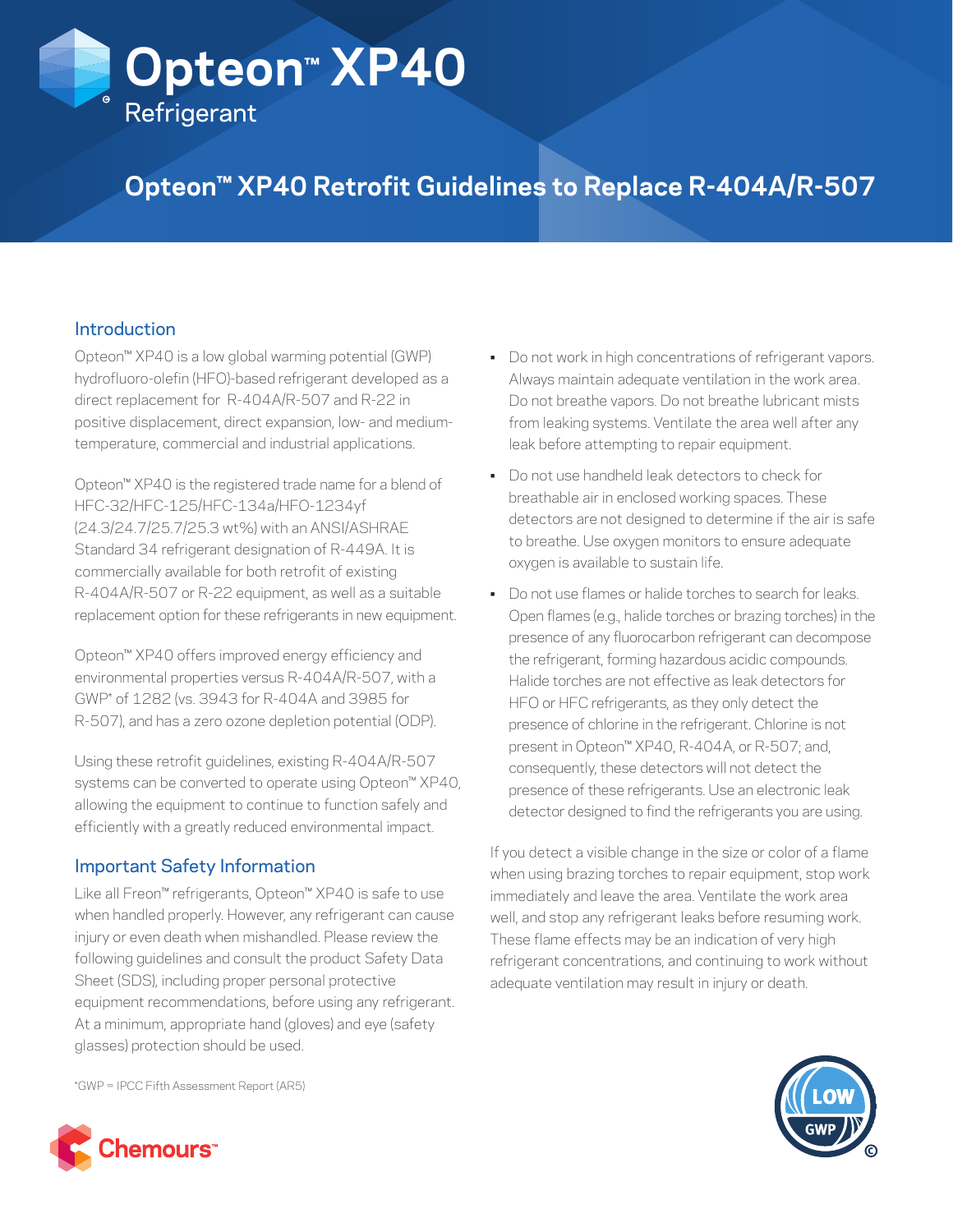# Opteon™ XP40 Refrigerant

## Opteon™ XP40 Retrofit Guidelines to Replace R-404A/R-507

### Introduction

Opteon™ XP40 is a low global warming potential (GWP) hydrofluoro-olefin (HFO)-based refrigerant developed as a direct replacement for R-404A/R-507 and R-22 in positive displacement, direct expansion, low- and medium-temperature, commercial and industrial applications.

Opteon™ XP40 is the registered trade name for a blend of HFC-32/HFC-125/HFC-134a/HFO-1234yf (24.3/24.7/25.7/25.3 wt%) with an ANSI/ASHRAE Standard 34 refrigerant designation of R-449A. It is commercially available for both retrofit of existing R-404A/R-507 or R-22 equipment, as well as a suitable replacement option for these refrigerants in new equipment.

Opteon™ XP40 offers improved energy efficiency and environmental properties versus R-404A/R-507, with a GWP* of 1282 (vs. 3943 for R-404A and 3985 for R-507), and has a zero ozone depletion potential (ODP).

Using these retrofit guidelines, existing R-404A/R-507 systems can be converted to operate using Opteon™ XP40, allowing the equipment to continue to function safely and efficiently with a greatly reduced environmental impact.

### Important Safety Information

Like all Freon™ refrigerants, Opteon™ XP40 is safe to use when handled properly. However, any refrigerant can cause injury or even death when mishandled. Please review the following guidelines and consult the product Safety Data Sheet (SDS), including proper personal protective equipment recommendations, before using any refrigerant. At a minimum, appropriate hand (gloves) and eye (safety glasses) protection should be used.

- Do not work in high concentrations of refrigerant vapors. Always maintain adequate ventilation in the work area. Do not breathe vapors. Do not breathe lubricant mists from leaking systems. Ventilate the area well after any leak before attempting to repair equipment.
- Do not use handheld leak detectors to check for breathable air in enclosed working spaces. These detectors are not designed to determine if the air is safe to breathe. Use oxygen monitors to ensure adequate oxygen is available to sustain life.
- Do not use flames or halide torches to search for leaks. Open flames (e.g., halide torches or brazing torches) in the presence of any fluorocarbon refrigerant can decompose the refrigerant, forming hazardous acidic compounds. Halide torches are not effective as leak detectors for HFO or HFC refrigerants, as they only detect the presence of chlorine in the refrigerant. Chlorine is not present in Opteon™ XP40, R-404A, or R-507; and, consequently, these detectors will not detect the presence of these refrigerants. Use an electronic leak detector designed to find the refrigerants you are using.

If you detect a visible change in the size or color of a flame when using brazing torches to repair equipment, stop work immediately and leave the area. Ventilate the work area well, and stop any refrigerant leaks before resuming work. These flame effects may be an indication of very high refrigerant concentrations, and continuing to work without adequate ventilation may result in injury or death.

*GWP = IPCC Fifth Assessment Report (AR5)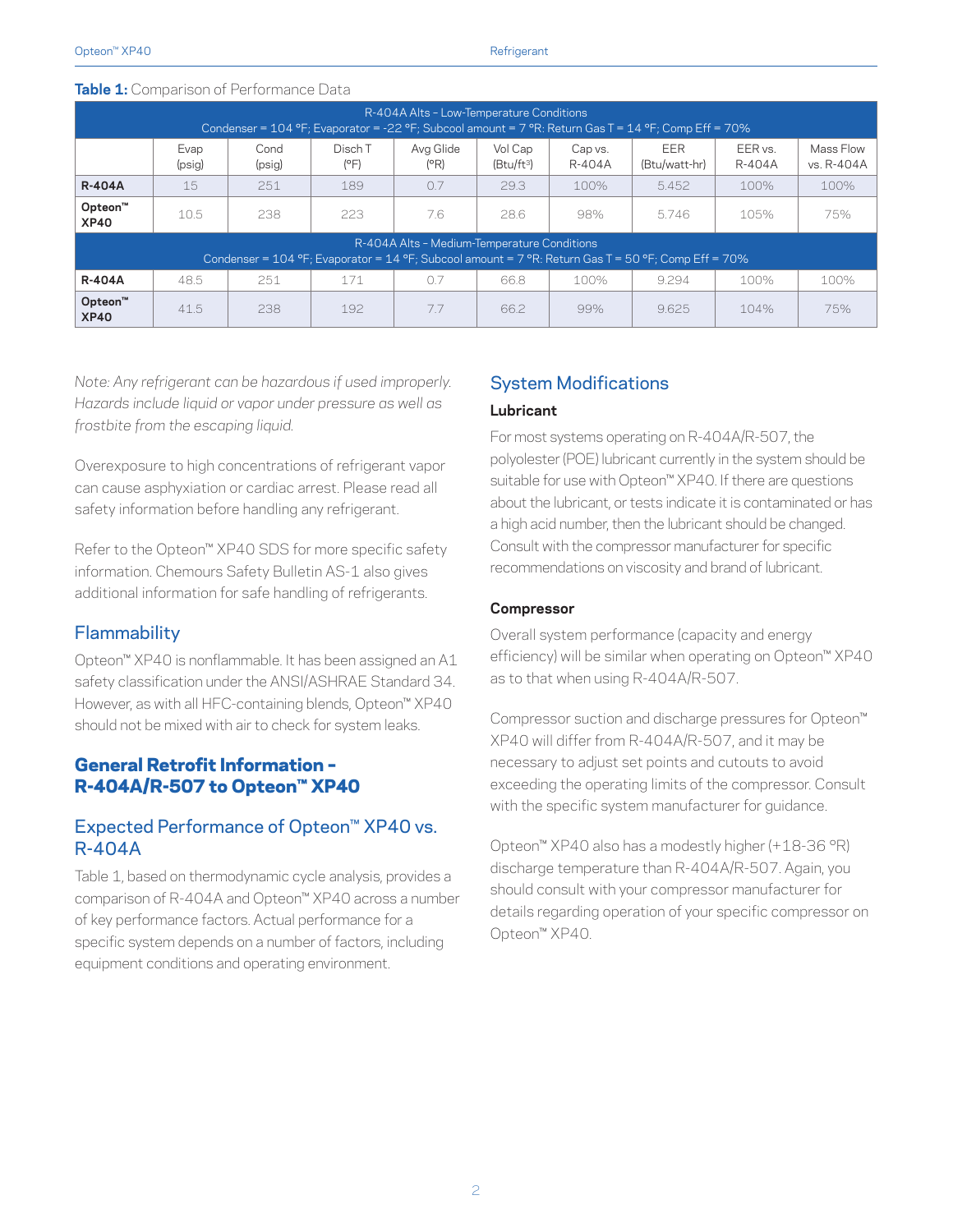**Table 1:** Comparison of Performance Data

| R-404A Alts – Low-Temperature Conditions<br>Condenser = 104 °F; Evaporator = -22 °F; Subcool amount = 7 °R: Return Gas T = 14 °F; Comp Eff = 70% | | | | | | | | | |
|---|---|---|---|---|---|---|---|---|---|
| | Evap (psig) | Cond (psig) | Disch T (°F) | Avg Glide (°R) | Vol Cap (Btu/ft³) | Cap vs. R-404A | EER (Btu/watt-hr) | EER vs. R-404A | Mass Flow vs. R-404A |
| **R-404A** | 15 | 251 | 189 | 0.7 | 29.3 | 100% | 5.452 | 100% | 100% |
| **Opteon™ XP40** | 10.5 | 238 | 223 | 7.6 | 28.6 | 98% | 5.746 | 105% | 75% |
| R-404A Alts – Medium-Temperature Conditions<br>Condenser = 104 °F; Evaporator = 14 °F; Subcool amount = 7 °R: Return Gas T = 50 °F; Comp Eff = 70% | | | | | | | | | |
| **R-404A** | 48.5 | 251 | 171 | 0.7 | 66.8 | 100% | 9.294 | 100% | 100% |
| **Opteon™ XP40** | 41.5 | 238 | 192 | 7.7 | 66.2 | 99% | 9.625 | 104% | 75% |

*Note: Any refrigerant can be hazardous if used improperly. Hazards include liquid or vapor under pressure as well as frostbite from the escaping liquid.*

Overexposure to high concentrations of refrigerant vapor can cause asphyxiation or cardiac arrest. Please read all safety information before handling any refrigerant.

Refer to the Opteon™ XP40 SDS for more specific safety information. Chemours Safety Bulletin AS-1 also gives additional information for safe handling of refrigerants.

## Flammability

Opteon™ XP40 is nonflammable. It has been assigned an A1 safety classification under the ANSI/ASHRAE Standard 34. However, as with all HFC-containing blends, Opteon™ XP40 should not be mixed with air to check for system leaks.

# General Retrofit Information - R-404A/R-507 to Opteon™ XP40

## Expected Performance of Opteon™ XP40 vs. R-404A

Table 1, based on thermodynamic cycle analysis, provides a comparison of R-404A and Opteon™ XP40 across a number of key performance factors. Actual performance for a specific system depends on a number of factors, including equipment conditions and operating environment.

## System Modifications

### Lubricant

For most systems operating on R-404A/R-507, the polyolester (POE) lubricant currently in the system should be suitable for use with Opteon™ XP40. If there are questions about the lubricant, or tests indicate it is contaminated or has a high acid number, then the lubricant should be changed. Consult with the compressor manufacturer for specific recommendations on viscosity and brand of lubricant.

### Compressor

Overall system performance (capacity and energy efficiency) will be similar when operating on Opteon™ XP40 as to that when using R-404A/R-507.

Compressor suction and discharge pressures for Opteon™ XP40 will differ from R-404A/R-507, and it may be necessary to adjust set points and cutouts to avoid exceeding the operating limits of the compressor. Consult with the specific system manufacturer for guidance.

Opteon™ XP40 also has a modestly higher (+18-36 °R) discharge temperature than R-404A/R-507. Again, you should consult with your compressor manufacturer for details regarding operation of your specific compressor on Opteon™ XP40.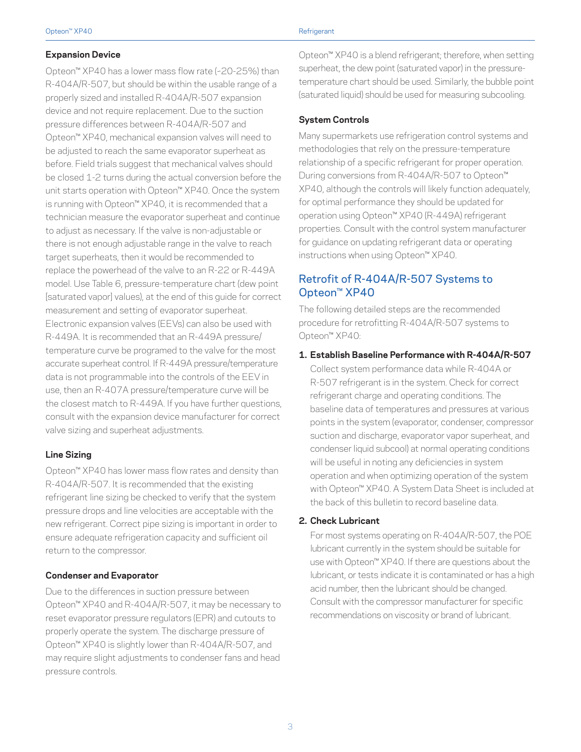### Expansion Device

Opteon™ XP40 has a lower mass flow rate (~20-25%) than R-404A/R-507, but should be within the usable range of a properly sized and installed R-404A/R-507 expansion device and not require replacement. Due to the suction pressure differences between R-404A/R-507 and Opteon™ XP40, mechanical expansion valves will need to be adjusted to reach the same evaporator superheat as before. Field trials suggest that mechanical valves should be closed 1-2 turns during the actual conversion before the unit starts operation with Opteon™ XP40. Once the system is running with Opteon™ XP40, it is recommended that a technician measure the evaporator superheat and continue to adjust as necessary. If the valve is non-adjustable or there is not enough adjustable range in the valve to reach target superheats, then it would be recommended to replace the powerhead of the valve to an R-22 or R-449A model. Use Table 6, pressure-temperature chart (dew point [saturated vapor] values), at the end of this guide for correct measurement and setting of evaporator superheat. Electronic expansion valves (EEVs) can also be used with R-449A. It is recommended that an R-449A pressure/temperature curve be programed to the valve for the most accurate superheat control. If R-449A pressure/temperature data is not programmable into the controls of the EEV in use, then an R-407A pressure/temperature curve will be the closest match to R-449A. If you have further questions, consult with the expansion device manufacturer for correct valve sizing and superheat adjustments.

### Line Sizing

Opteon™ XP40 has lower mass flow rates and density than R-404A/R-507. It is recommended that the existing refrigerant line sizing be checked to verify that the system pressure drops and line velocities are acceptable with the new refrigerant. Correct pipe sizing is important in order to ensure adequate refrigeration capacity and sufficient oil return to the compressor.

### Condenser and Evaporator

Due to the differences in suction pressure between Opteon™ XP40 and R-404A/R-507, it may be necessary to reset evaporator pressure regulators (EPR) and cutouts to properly operate the system. The discharge pressure of Opteon™ XP40 is slightly lower than R-404A/R-507, and may require slight adjustments to condenser fans and head pressure controls.

Opteon™ XP40 is a blend refrigerant; therefore, when setting superheat, the dew point (saturated vapor) in the pressure-temperature chart should be used. Similarly, the bubble point (saturated liquid) should be used for measuring subcooling.

### System Controls

Many supermarkets use refrigeration control systems and methodologies that rely on the pressure-temperature relationship of a specific refrigerant for proper operation. During conversions from R-404A/R-507 to Opteon™ XP40, although the controls will likely function adequately, for optimal performance they should be updated for operation using Opteon™ XP40 (R-449A) refrigerant properties. Consult with the control system manufacturer for guidance on updating refrigerant data or operating instructions when using Opteon™ XP40.

## Retrofit of R-404A/R-507 Systems to Opteon™ XP40

The following detailed steps are the recommended procedure for retrofitting R-404A/R-507 systems to Opteon™ XP40:

1. **Establish Baseline Performance with R-404A/R-507**

   Collect system performance data while R-404A or R-507 refrigerant is in the system. Check for correct refrigerant charge and operating conditions. The baseline data of temperatures and pressures at various points in the system (evaporator, condenser, compressor suction and discharge, evaporator vapor superheat, and condenser liquid subcool) at normal operating conditions will be useful in noting any deficiencies in system operation and when optimizing operation of the system with Opteon™ XP40. A System Data Sheet is included at the back of this bulletin to record baseline data.

2. **Check Lubricant**

   For most systems operating on R-404A/R-507, the POE lubricant currently in the system should be suitable for use with Opteon™ XP40. If there are questions about the lubricant, or tests indicate it is contaminated or has a high acid number, then the lubricant should be changed. Consult with the compressor manufacturer for specific recommendations on viscosity or brand of lubricant.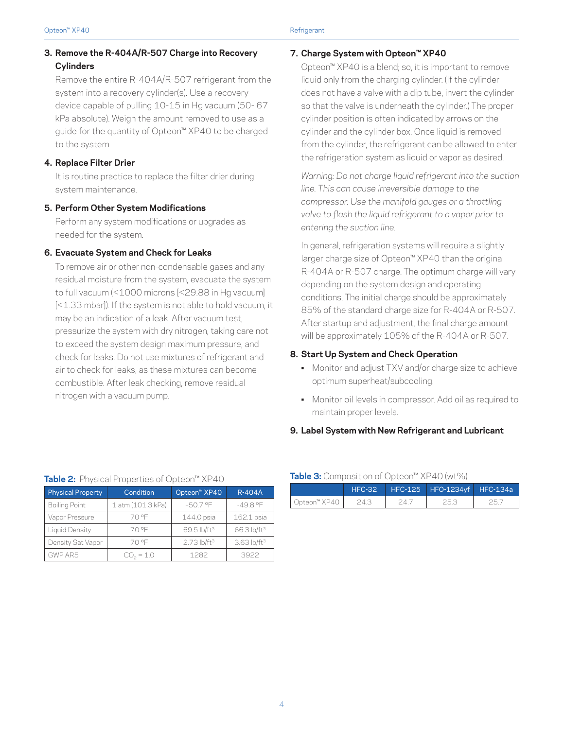### 3. Remove the R-404A/R-507 Charge into Recovery Cylinders

Remove the entire R-404A/R-507 refrigerant from the system into a recovery cylinder(s). Use a recovery device capable of pulling 10-15 in Hg vacuum (50- 67 kPa absolute). Weigh the amount removed to use as a guide for the quantity of Opteon™ XP40 to be charged to the system.

### 4. Replace Filter Drier

It is routine practice to replace the filter drier during system maintenance.

### 5. Perform Other System Modifications

Perform any system modifications or upgrades as needed for the system.

### 6. Evacuate System and Check for Leaks

To remove air or other non-condensable gases and any residual moisture from the system, evacuate the system to full vacuum (<1000 microns [<29.88 in Hg vacuum] [<1.33 mbar]). If the system is not able to hold vacuum, it may be an indication of a leak. After vacuum test, pressurize the system with dry nitrogen, taking care not to exceed the system design maximum pressure, and check for leaks. Do not use mixtures of refrigerant and air to check for leaks, as these mixtures can become combustible. After leak checking, remove residual nitrogen with a vacuum pump.

### 7. Charge System with Opteon™ XP40

Opteon™ XP40 is a blend; so, it is important to remove liquid only from the charging cylinder. (If the cylinder does not have a valve with a dip tube, invert the cylinder so that the valve is underneath the cylinder.) The proper cylinder position is often indicated by arrows on the cylinder and the cylinder box. Once liquid is removed from the cylinder, the refrigerant can be allowed to enter the refrigeration system as liquid or vapor as desired.

*Warning: Do not charge liquid refrigerant into the suction line. This can cause irreversible damage to the compressor. Use the manifold gauges or a throttling valve to flash the liquid refrigerant to a vapor prior to entering the suction line.*

In general, refrigeration systems will require a slightly larger charge size of Opteon™ XP40 than the original R-404A or R-507 charge. The optimum charge will vary depending on the system design and operating conditions. The initial charge should be approximately 85% of the standard charge size for R-404A or R-507. After startup and adjustment, the final charge amount will be approximately 105% of the R-404A or R-507.

### 8. Start Up System and Check Operation

- Monitor and adjust TXV and/or charge size to achieve optimum superheat/subcooling.
- Monitor oil levels in compressor. Add oil as required to maintain proper levels.

### 9. Label System with New Refrigerant and Lubricant

**Table 2:** Physical Properties of Opteon™ XP40

| Physical Property | Condition | Opteon™ XP40 | R-404A |
|---|---|---|---|
| Boiling Point | 1 atm (101.3 kPa) | −50.7 °F | -49.8 °F |
| Vapor Pressure | 70 °F | 144.0 psia | 162.1 psia |
| Liquid Density | 70 °F | 69.5 lb/ft³ | 66.3 lb/ft³ |
| Density Sat Vapor | 70 °F | 2.73 lb/ft³ | 3.63 lb/ft³ |
| GWP AR5 | $CO_2$ = 1.0 | 1282 | 3922 |

**Table 3:** Composition of Opteon™ XP40 (wt%)

| | HFC-32 | HFC-125 | HFO-1234yf | HFC-134a |
|---|---|---|---|---|
| Opteon™ XP40 | 24.3 | 24.7 | 25.3 | 25.7 |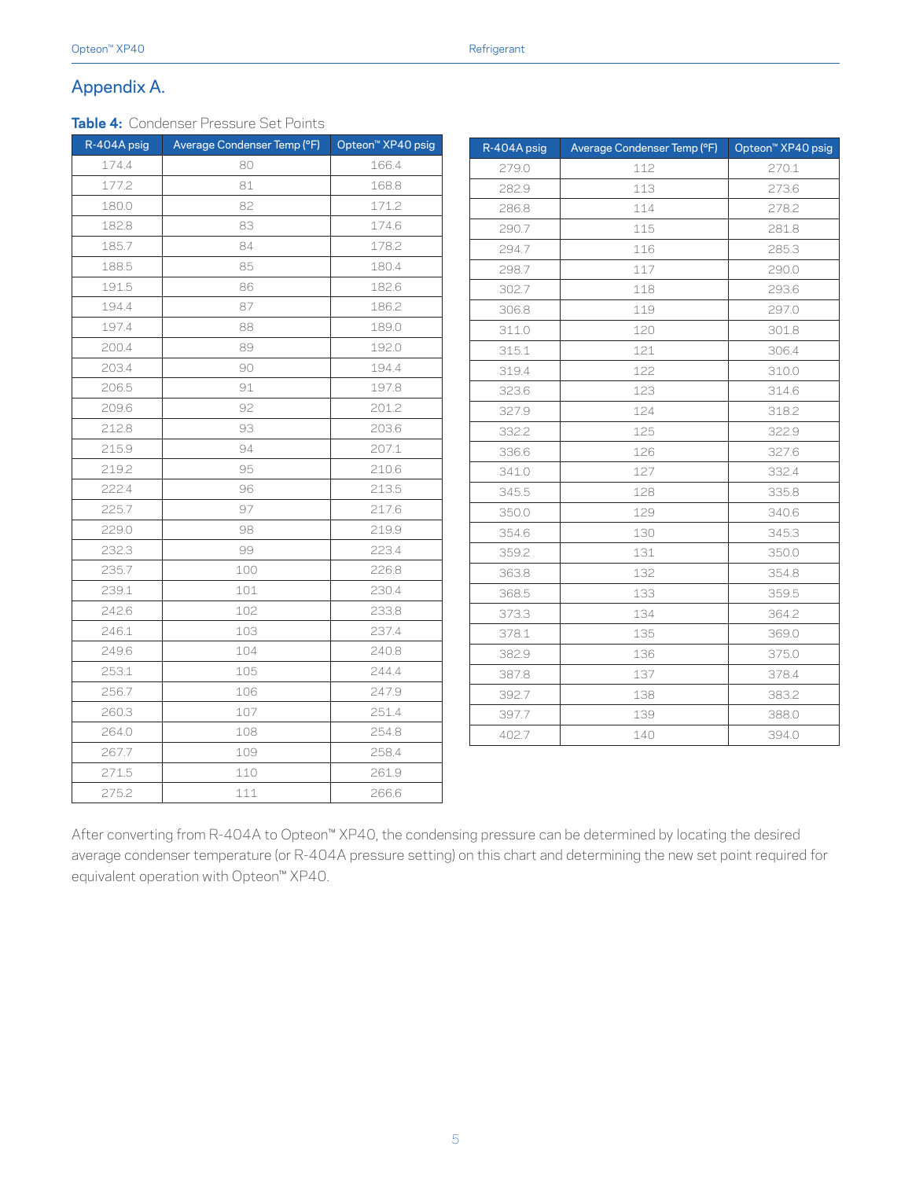## Appendix A.

**Table 4:** Condenser Pressure Set Points

| R-404A psig | Average Condenser Temp (°F) | Opteon™ XP40 psig |
|---|---|---|
| 174.4 | 80 | 166.4 |
| 177.2 | 81 | 168.8 |
| 180.0 | 82 | 171.2 |
| 182.8 | 83 | 174.6 |
| 185.7 | 84 | 178.2 |
| 188.5 | 85 | 180.4 |
| 191.5 | 86 | 182.6 |
| 194.4 | 87 | 186.2 |
| 197.4 | 88 | 189.0 |
| 200.4 | 89 | 192.0 |
| 203.4 | 90 | 194.4 |
| 206.5 | 91 | 197.8 |
| 209.6 | 92 | 201.2 |
| 212.8 | 93 | 203.6 |
| 215.9 | 94 | 207.1 |
| 219.2 | 95 | 210.6 |
| 222.4 | 96 | 213.5 |
| 225.7 | 97 | 217.6 |
| 229.0 | 98 | 219.9 |
| 232.3 | 99 | 223.4 |
| 235.7 | 100 | 226.8 |
| 239.1 | 101 | 230.4 |
| 242.6 | 102 | 233.8 |
| 246.1 | 103 | 237.4 |
| 249.6 | 104 | 240.8 |
| 253.1 | 105 | 244.4 |
| 256.7 | 106 | 247.9 |
| 260.3 | 107 | 251.4 |
| 264.0 | 108 | 254.8 |
| 267.7 | 109 | 258.4 |
| 271.5 | 110 | 261.9 |
| 275.2 | 111 | 266.6 |
| 279.0 | 112 | 270.1 |
| 282.9 | 113 | 273.6 |
| 286.8 | 114 | 278.2 |
| 290.7 | 115 | 281.8 |
| 294.7 | 116 | 285.3 |
| 298.7 | 117 | 290.0 |
| 302.7 | 118 | 293.6 |
| 306.8 | 119 | 297.0 |
| 311.0 | 120 | 301.8 |
| 315.1 | 121 | 306.4 |
| 319.4 | 122 | 310.0 |
| 323.6 | 123 | 314.6 |
| 327.9 | 124 | 318.2 |
| 332.2 | 125 | 322.9 |
| 336.6 | 126 | 327.6 |
| 341.0 | 127 | 332.4 |
| 345.5 | 128 | 335.8 |
| 350.0 | 129 | 340.6 |
| 354.6 | 130 | 345.3 |
| 359.2 | 131 | 350.0 |
| 363.8 | 132 | 354.8 |
| 368.5 | 133 | 359.5 |
| 373.3 | 134 | 364.2 |
| 378.1 | 135 | 369.0 |
| 382.9 | 136 | 375.0 |
| 387.8 | 137 | 378.4 |
| 392.7 | 138 | 383.2 |
| 397.7 | 139 | 388.0 |
| 402.7 | 140 | 394.0 |

After converting from R-404A to Opteon™ XP40, the condensing pressure can be determined by locating the desired average condenser temperature (or R-404A pressure setting) on this chart and determining the new set point required for equivalent operation with Opteon™ XP40.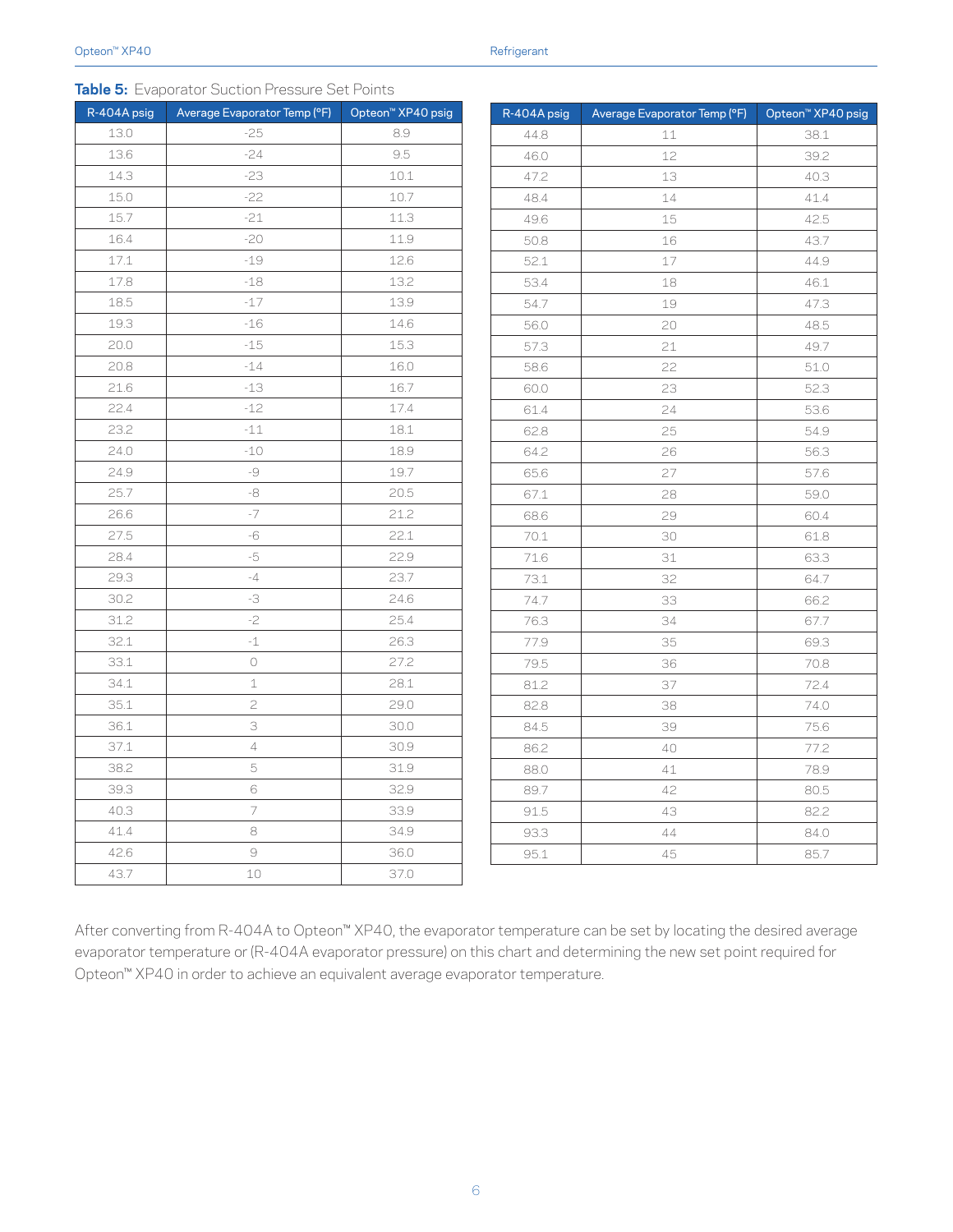**Table 5:** Evaporator Suction Pressure Set Points

| R-404A psig | Average Evaporator Temp (°F) | Opteon™ XP40 psig |
|---|---|---|
| 13.0 | -25 | 8.9 |
| 13.6 | -24 | 9.5 |
| 14.3 | -23 | 10.1 |
| 15.0 | -22 | 10.7 |
| 15.7 | -21 | 11.3 |
| 16.4 | -20 | 11.9 |
| 17.1 | -19 | 12.6 |
| 17.8 | -18 | 13.2 |
| 18.5 | -17 | 13.9 |
| 19.3 | -16 | 14.6 |
| 20.0 | -15 | 15.3 |
| 20.8 | -14 | 16.0 |
| 21.6 | -13 | 16.7 |
| 22.4 | -12 | 17.4 |
| 23.2 | -11 | 18.1 |
| 24.0 | -10 | 18.9 |
| 24.9 | -9 | 19.7 |
| 25.7 | -8 | 20.5 |
| 26.6 | -7 | 21.2 |
| 27.5 | -6 | 22.1 |
| 28.4 | -5 | 22.9 |
| 29.3 | -4 | 23.7 |
| 30.2 | -3 | 24.6 |
| 31.2 | -2 | 25.4 |
| 32.1 | -1 | 26.3 |
| 33.1 | 0 | 27.2 |
| 34.1 | 1 | 28.1 |
| 35.1 | 2 | 29.0 |
| 36.1 | 3 | 30.0 |
| 37.1 | 4 | 30.9 |
| 38.2 | 5 | 31.9 |
| 39.3 | 6 | 32.9 |
| 40.3 | 7 | 33.9 |
| 41.4 | 8 | 34.9 |
| 42.6 | 9 | 36.0 |
| 43.7 | 10 | 37.0 |
| 44.8 | 11 | 38.1 |
| 46.0 | 12 | 39.2 |
| 47.2 | 13 | 40.3 |
| 48.4 | 14 | 41.4 |
| 49.6 | 15 | 42.5 |
| 50.8 | 16 | 43.7 |
| 52.1 | 17 | 44.9 |
| 53.4 | 18 | 46.1 |
| 54.7 | 19 | 47.3 |
| 56.0 | 20 | 48.5 |
| 57.3 | 21 | 49.7 |
| 58.6 | 22 | 51.0 |
| 60.0 | 23 | 52.3 |
| 61.4 | 24 | 53.6 |
| 62.8 | 25 | 54.9 |
| 64.2 | 26 | 56.3 |
| 65.6 | 27 | 57.6 |
| 67.1 | 28 | 59.0 |
| 68.6 | 29 | 60.4 |
| 70.1 | 30 | 61.8 |
| 71.6 | 31 | 63.3 |
| 73.1 | 32 | 64.7 |
| 74.7 | 33 | 66.2 |
| 76.3 | 34 | 67.7 |
| 77.9 | 35 | 69.3 |
| 79.5 | 36 | 70.8 |
| 81.2 | 37 | 72.4 |
| 82.8 | 38 | 74.0 |
| 84.5 | 39 | 75.6 |
| 86.2 | 40 | 77.2 |
| 88.0 | 41 | 78.9 |
| 89.7 | 42 | 80.5 |
| 91.5 | 43 | 82.2 |
| 93.3 | 44 | 84.0 |
| 95.1 | 45 | 85.7 |

After converting from R-404A to Opteon™ XP40, the evaporator temperature can be set by locating the desired average evaporator temperature or (R-404A evaporator pressure) on this chart and determining the new set point required for Opteon™ XP40 in order to achieve an equivalent average evaporator temperature.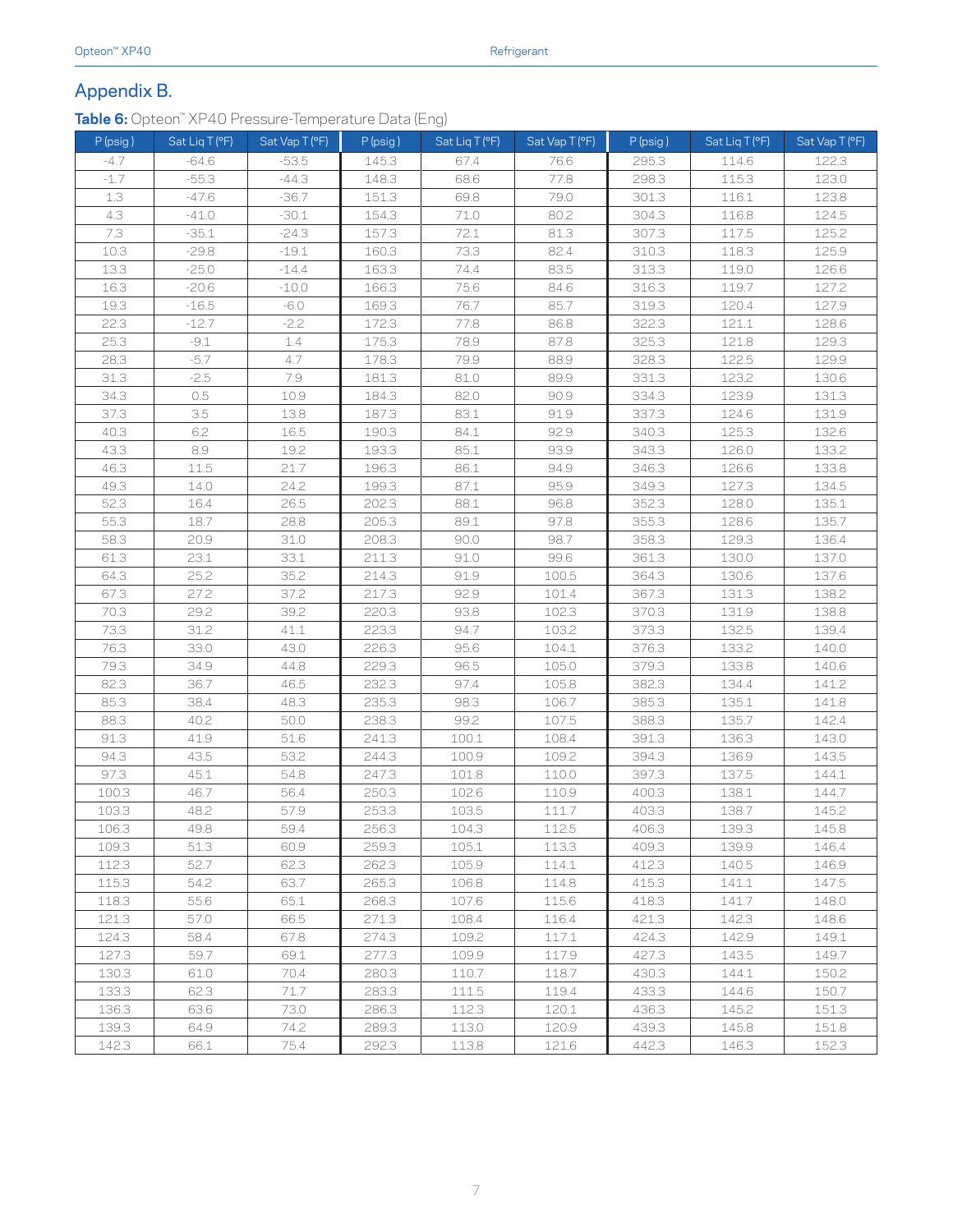## Appendix B.

**Table 6:** Opteon™ XP40 Pressure-Temperature Data (Eng)

| P (psig) | Sat Liq T (°F) | Sat Vap T (°F) | P (psig) | Sat Liq T (°F) | Sat Vap T (°F) | P (psig) | Sat Liq T (°F) | Sat Vap T (°F) |
|---|---|---|---|---|---|---|---|---|
| -4.7 | -64.6 | -53.5 | 145.3 | 67.4 | 76.6 | 295.3 | 114.6 | 122.3 |
| -1.7 | -55.3 | -44.3 | 148.3 | 68.6 | 77.8 | 298.3 | 115.3 | 123.0 |
| 1.3 | -47.6 | -36.7 | 151.3 | 69.8 | 79.0 | 301.3 | 116.1 | 123.8 |
| 4.3 | -41.0 | -30.1 | 154.3 | 71.0 | 80.2 | 304.3 | 116.8 | 124.5 |
| 7.3 | -35.1 | -24.3 | 157.3 | 72.1 | 81.3 | 307.3 | 117.5 | 125.2 |
| 10.3 | -29.8 | -19.1 | 160.3 | 73.3 | 82.4 | 310.3 | 118.3 | 125.9 |
| 13.3 | -25.0 | -14.4 | 163.3 | 74.4 | 83.5 | 313.3 | 119.0 | 126.6 |
| 16.3 | -20.6 | -10.0 | 166.3 | 75.6 | 84.6 | 316.3 | 119.7 | 127.2 |
| 19.3 | -16.5 | -6.0 | 169.3 | 76.7 | 85.7 | 319.3 | 120.4 | 127.9 |
| 22.3 | -12.7 | -2.2 | 172.3 | 77.8 | 86.8 | 322.3 | 121.1 | 128.6 |
| 25.3 | -9.1 | 1.4 | 175.3 | 78.9 | 87.8 | 325.3 | 121.8 | 129.3 |
| 28.3 | -5.7 | 4.7 | 178.3 | 79.9 | 88.9 | 328.3 | 122.5 | 129.9 |
| 31.3 | -2.5 | 7.9 | 181.3 | 81.0 | 89.9 | 331.3 | 123.2 | 130.6 |
| 34.3 | 0.5 | 10.9 | 184.3 | 82.0 | 90.9 | 334.3 | 123.9 | 131.3 |
| 37.3 | 3.5 | 13.8 | 187.3 | 83.1 | 91.9 | 337.3 | 124.6 | 131.9 |
| 40.3 | 6.2 | 16.5 | 190.3 | 84.1 | 92.9 | 340.3 | 125.3 | 132.6 |
| 43.3 | 8.9 | 19.2 | 193.3 | 85.1 | 93.9 | 343.3 | 126.0 | 133.2 |
| 46.3 | 11.5 | 21.7 | 196.3 | 86.1 | 94.9 | 346.3 | 126.6 | 133.8 |
| 49.3 | 14.0 | 24.2 | 199.3 | 87.1 | 95.9 | 349.3 | 127.3 | 134.5 |
| 52.3 | 16.4 | 26.5 | 202.3 | 88.1 | 96.8 | 352.3 | 128.0 | 135.1 |
| 55.3 | 18.7 | 28.8 | 205.3 | 89.1 | 97.8 | 355.3 | 128.6 | 135.7 |
| 58.3 | 20.9 | 31.0 | 208.3 | 90.0 | 98.7 | 358.3 | 129.3 | 136.4 |
| 61.3 | 23.1 | 33.1 | 211.3 | 91.0 | 99.6 | 361.3 | 130.0 | 137.0 |
| 64.3 | 25.2 | 35.2 | 214.3 | 91.9 | 100.5 | 364.3 | 130.6 | 137.6 |
| 67.3 | 27.2 | 37.2 | 217.3 | 92.9 | 101.4 | 367.3 | 131.3 | 138.2 |
| 70.3 | 29.2 | 39.2 | 220.3 | 93.8 | 102.3 | 370.3 | 131.9 | 138.8 |
| 73.3 | 31.2 | 41.1 | 223.3 | 94.7 | 103.2 | 373.3 | 132.5 | 139.4 |
| 76.3 | 33.0 | 43.0 | 226.3 | 95.6 | 104.1 | 376.3 | 133.2 | 140.0 |
| 79.3 | 34.9 | 44.8 | 229.3 | 96.5 | 105.0 | 379.3 | 133.8 | 140.6 |
| 82.3 | 36.7 | 46.5 | 232.3 | 97.4 | 105.8 | 382.3 | 134.4 | 141.2 |
| 85.3 | 38.4 | 48.3 | 235.3 | 98.3 | 106.7 | 385.3 | 135.1 | 141.8 |
| 88.3 | 40.2 | 50.0 | 238.3 | 99.2 | 107.5 | 388.3 | 135.7 | 142.4 |
| 91.3 | 41.9 | 51.6 | 241.3 | 100.1 | 108.4 | 391.3 | 136.3 | 143.0 |
| 94.3 | 43.5 | 53.2 | 244.3 | 100.9 | 109.2 | 394.3 | 136.9 | 143.5 |
| 97.3 | 45.1 | 54.8 | 247.3 | 101.8 | 110.0 | 397.3 | 137.5 | 144.1 |
| 100.3 | 46.7 | 56.4 | 250.3 | 102.6 | 110.9 | 400.3 | 138.1 | 144.7 |
| 103.3 | 48.2 | 57.9 | 253.3 | 103.5 | 111.7 | 403.3 | 138.7 | 145.2 |
| 106.3 | 49.8 | 59.4 | 256.3 | 104.3 | 112.5 | 406.3 | 139.3 | 145.8 |
| 109.3 | 51.3 | 60.9 | 259.3 | 105.1 | 113.3 | 409.3 | 139.9 | 146.4 |
| 112.3 | 52.7 | 62.3 | 262.3 | 105.9 | 114.1 | 412.3 | 140.5 | 146.9 |
| 115.3 | 54.2 | 63.7 | 265.3 | 106.8 | 114.8 | 415.3 | 141.1 | 147.5 |
| 118.3 | 55.6 | 65.1 | 268.3 | 107.6 | 115.6 | 418.3 | 141.7 | 148.0 |
| 121.3 | 57.0 | 66.5 | 271.3 | 108.4 | 116.4 | 421.3 | 142.3 | 148.6 |
| 124.3 | 58.4 | 67.8 | 274.3 | 109.2 | 117.1 | 424.3 | 142.9 | 149.1 |
| 127.3 | 59.7 | 69.1 | 277.3 | 109.9 | 117.9 | 427.3 | 143.5 | 149.7 |
| 130.3 | 61.0 | 70.4 | 280.3 | 110.7 | 118.7 | 430.3 | 144.1 | 150.2 |
| 133.3 | 62.3 | 71.7 | 283.3 | 111.5 | 119.4 | 433.3 | 144.6 | 150.7 |
| 136.3 | 63.6 | 73.0 | 286.3 | 112.3 | 120.1 | 436.3 | 145.2 | 151.3 |
| 139.3 | 64.9 | 74.2 | 289.3 | 113.0 | 120.9 | 439.3 | 145.8 | 151.8 |
| 142.3 | 66.1 | 75.4 | 292.3 | 113.8 | 121.6 | 442.3 | 146.3 | 152.3 |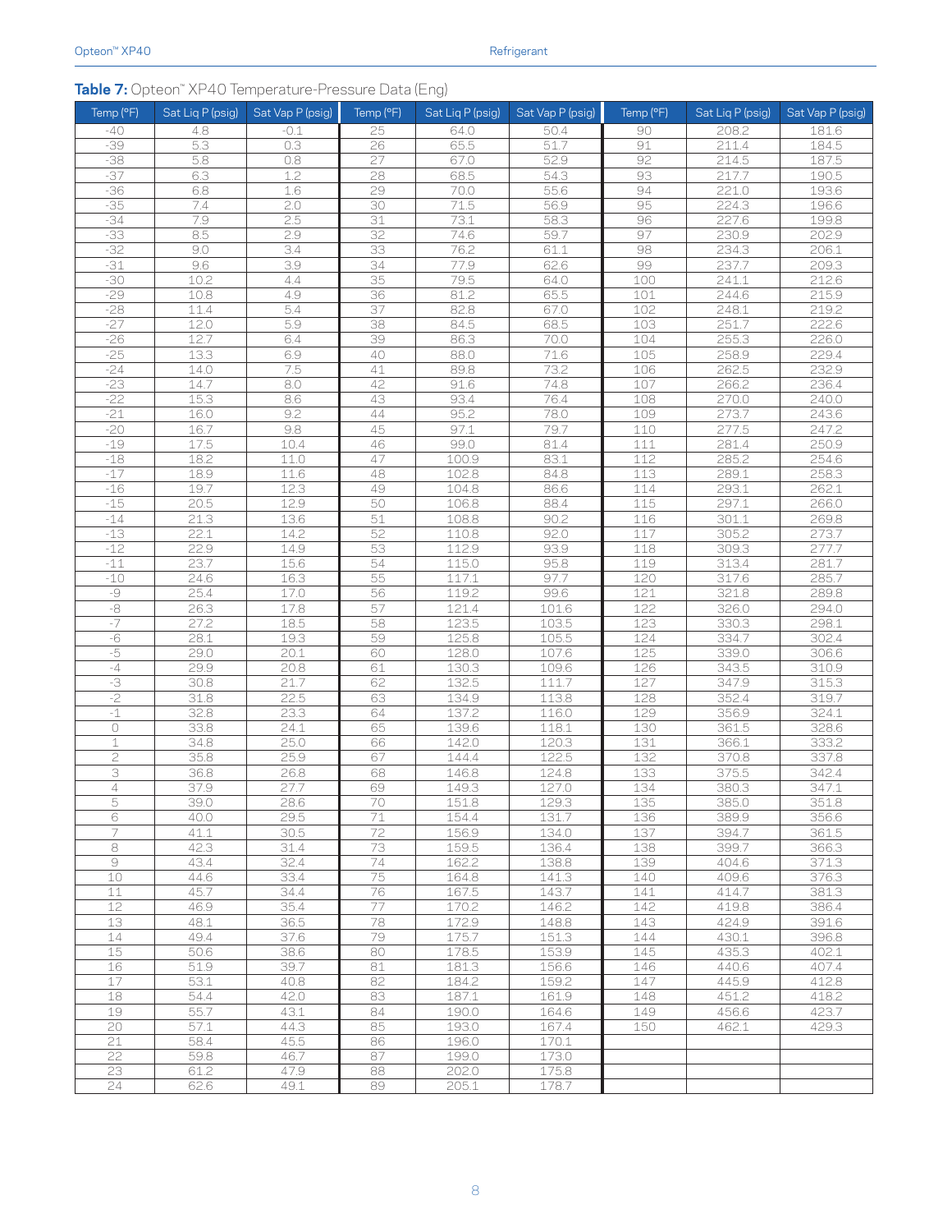**Table 7:** Opteon™ XP40 Temperature-Pressure Data (Eng)

| Temp (°F) | Sat Liq P (psig) | Sat Vap P (psig) | Temp (°F) | Sat Liq P (psig) | Sat Vap P (psig) | Temp (°F) | Sat Liq P (psig) | Sat Vap P (psig) |
|---|---|---|---|---|---|---|---|---|
| -40 | 4.8 | -0.1 | 25 | 64.0 | 50.4 | 90 | 208.2 | 181.6 |
| -39 | 5.3 | 0.3 | 26 | 65.5 | 51.7 | 91 | 211.4 | 184.5 |
| -38 | 5.8 | 0.8 | 27 | 67.0 | 52.9 | 92 | 214.5 | 187.5 |
| -37 | 6.3 | 1.2 | 28 | 68.5 | 54.3 | 93 | 217.7 | 190.5 |
| -36 | 6.8 | 1.6 | 29 | 70.0 | 55.6 | 94 | 221.0 | 193.6 |
| -35 | 7.4 | 2.0 | 30 | 71.5 | 56.9 | 95 | 224.3 | 196.6 |
| -34 | 7.9 | 2.5 | 31 | 73.1 | 58.3 | 96 | 227.6 | 199.8 |
| -33 | 8.5 | 2.9 | 32 | 74.6 | 59.7 | 97 | 230.9 | 202.9 |
| -32 | 9.0 | 3.4 | 33 | 76.2 | 61.1 | 98 | 234.3 | 206.1 |
| -31 | 9.6 | 3.9 | 34 | 77.9 | 62.6 | 99 | 237.7 | 209.3 |
| -30 | 10.2 | 4.4 | 35 | 79.5 | 64.0 | 100 | 241.1 | 212.6 |
| -29 | 10.8 | 4.9 | 36 | 81.2 | 65.5 | 101 | 244.6 | 215.9 |
| -28 | 11.4 | 5.4 | 37 | 82.8 | 67.0 | 102 | 248.1 | 219.2 |
| -27 | 12.0 | 5.9 | 38 | 84.5 | 68.5 | 103 | 251.7 | 222.6 |
| -26 | 12.7 | 6.4 | 39 | 86.3 | 70.0 | 104 | 255.3 | 226.0 |
| -25 | 13.3 | 6.9 | 40 | 88.0 | 71.6 | 105 | 258.9 | 229.4 |
| -24 | 14.0 | 7.5 | 41 | 89.8 | 73.2 | 106 | 262.5 | 232.9 |
| -23 | 14.7 | 8.0 | 42 | 91.6 | 74.8 | 107 | 266.2 | 236.4 |
| -22 | 15.3 | 8.6 | 43 | 93.4 | 76.4 | 108 | 270.0 | 240.0 |
| -21 | 16.0 | 9.2 | 44 | 95.2 | 78.0 | 109 | 273.7 | 243.6 |
| -20 | 16.7 | 9.8 | 45 | 97.1 | 79.7 | 110 | 277.5 | 247.2 |
| -19 | 17.5 | 10.4 | 46 | 99.0 | 81.4 | 111 | 281.4 | 250.9 |
| -18 | 18.2 | 11.0 | 47 | 100.9 | 83.1 | 112 | 285.2 | 254.6 |
| -17 | 18.9 | 11.6 | 48 | 102.8 | 84.8 | 113 | 289.1 | 258.3 |
| -16 | 19.7 | 12.3 | 49 | 104.8 | 86.6 | 114 | 293.1 | 262.1 |
| -15 | 20.5 | 12.9 | 50 | 106.8 | 88.4 | 115 | 297.1 | 266.0 |
| -14 | 21.3 | 13.6 | 51 | 108.8 | 90.2 | 116 | 301.1 | 269.8 |
| -13 | 22.1 | 14.2 | 52 | 110.8 | 92.0 | 117 | 305.2 | 273.7 |
| -12 | 22.9 | 14.9 | 53 | 112.9 | 93.9 | 118 | 309.3 | 277.7 |
| -11 | 23.7 | 15.6 | 54 | 115.0 | 95.8 | 119 | 313.4 | 281.7 |
| -10 | 24.6 | 16.3 | 55 | 117.1 | 97.7 | 120 | 317.6 | 285.7 |
| -9 | 25.4 | 17.0 | 56 | 119.2 | 99.6 | 121 | 321.8 | 289.8 |
| -8 | 26.3 | 17.8 | 57 | 121.4 | 101.6 | 122 | 326.0 | 294.0 |
| -7 | 27.2 | 18.5 | 58 | 123.5 | 103.5 | 123 | 330.3 | 298.1 |
| -6 | 28.1 | 19.3 | 59 | 125.8 | 105.5 | 124 | 334.7 | 302.4 |
| -5 | 29.0 | 20.1 | 60 | 128.0 | 107.6 | 125 | 339.0 | 306.6 |
| -4 | 29.9 | 20.8 | 61 | 130.3 | 109.6 | 126 | 343.5 | 310.9 |
| -3 | 30.8 | 21.7 | 62 | 132.5 | 111.7 | 127 | 347.9 | 315.3 |
| -2 | 31.8 | 22.5 | 63 | 134.9 | 113.8 | 128 | 352.4 | 319.7 |
| -1 | 32.8 | 23.3 | 64 | 137.2 | 116.0 | 129 | 356.9 | 324.1 |
| 0 | 33.8 | 24.1 | 65 | 139.6 | 118.1 | 130 | 361.5 | 328.6 |
| 1 | 34.8 | 25.0 | 66 | 142.0 | 120.3 | 131 | 366.1 | 333.2 |
| 2 | 35.8 | 25.9 | 67 | 144.4 | 122.5 | 132 | 370.8 | 337.8 |
| 3 | 36.8 | 26.8 | 68 | 146.8 | 124.8 | 133 | 375.5 | 342.4 |
| 4 | 37.9 | 27.7 | 69 | 149.3 | 127.0 | 134 | 380.3 | 347.1 |
| 5 | 39.0 | 28.6 | 70 | 151.8 | 129.3 | 135 | 385.0 | 351.8 |
| 6 | 40.0 | 29.5 | 71 | 154.4 | 131.7 | 136 | 389.9 | 356.6 |
| 7 | 41.1 | 30.5 | 72 | 156.9 | 134.0 | 137 | 394.7 | 361.5 |
| 8 | 42.3 | 31.4 | 73 | 159.5 | 136.4 | 138 | 399.7 | 366.3 |
| 9 | 43.4 | 32.4 | 74 | 162.2 | 138.8 | 139 | 404.6 | 371.3 |
| 10 | 44.6 | 33.4 | 75 | 164.8 | 141.3 | 140 | 409.6 | 376.3 |
| 11 | 45.7 | 34.4 | 76 | 167.5 | 143.7 | 141 | 414.7 | 381.3 |
| 12 | 46.9 | 35.4 | 77 | 170.2 | 146.2 | 142 | 419.8 | 386.4 |
| 13 | 48.1 | 36.5 | 78 | 172.9 | 148.8 | 143 | 424.9 | 391.6 |
| 14 | 49.4 | 37.6 | 79 | 175.7 | 151.3 | 144 | 430.1 | 396.8 |
| 15 | 50.6 | 38.6 | 80 | 178.5 | 153.9 | 145 | 435.3 | 402.1 |
| 16 | 51.9 | 39.7 | 81 | 181.3 | 156.6 | 146 | 440.6 | 407.4 |
| 17 | 53.1 | 40.8 | 82 | 184.2 | 159.2 | 147 | 445.9 | 412.8 |
| 18 | 54.4 | 42.0 | 83 | 187.1 | 161.9 | 148 | 451.2 | 418.2 |
| 19 | 55.7 | 43.1 | 84 | 190.0 | 164.6 | 149 | 456.6 | 423.7 |
| 20 | 57.1 | 44.3 | 85 | 193.0 | 167.4 | 150 | 462.1 | 429.3 |
| 21 | 58.4 | 45.5 | 86 | 196.0 | 170.1 | | | |
| 22 | 59.8 | 46.7 | 87 | 199.0 | 173.0 | | | |
| 23 | 61.2 | 47.9 | 88 | 202.0 | 175.8 | | | |
| 24 | 62.6 | 49.1 | 89 | 205.1 | 178.7 | | | |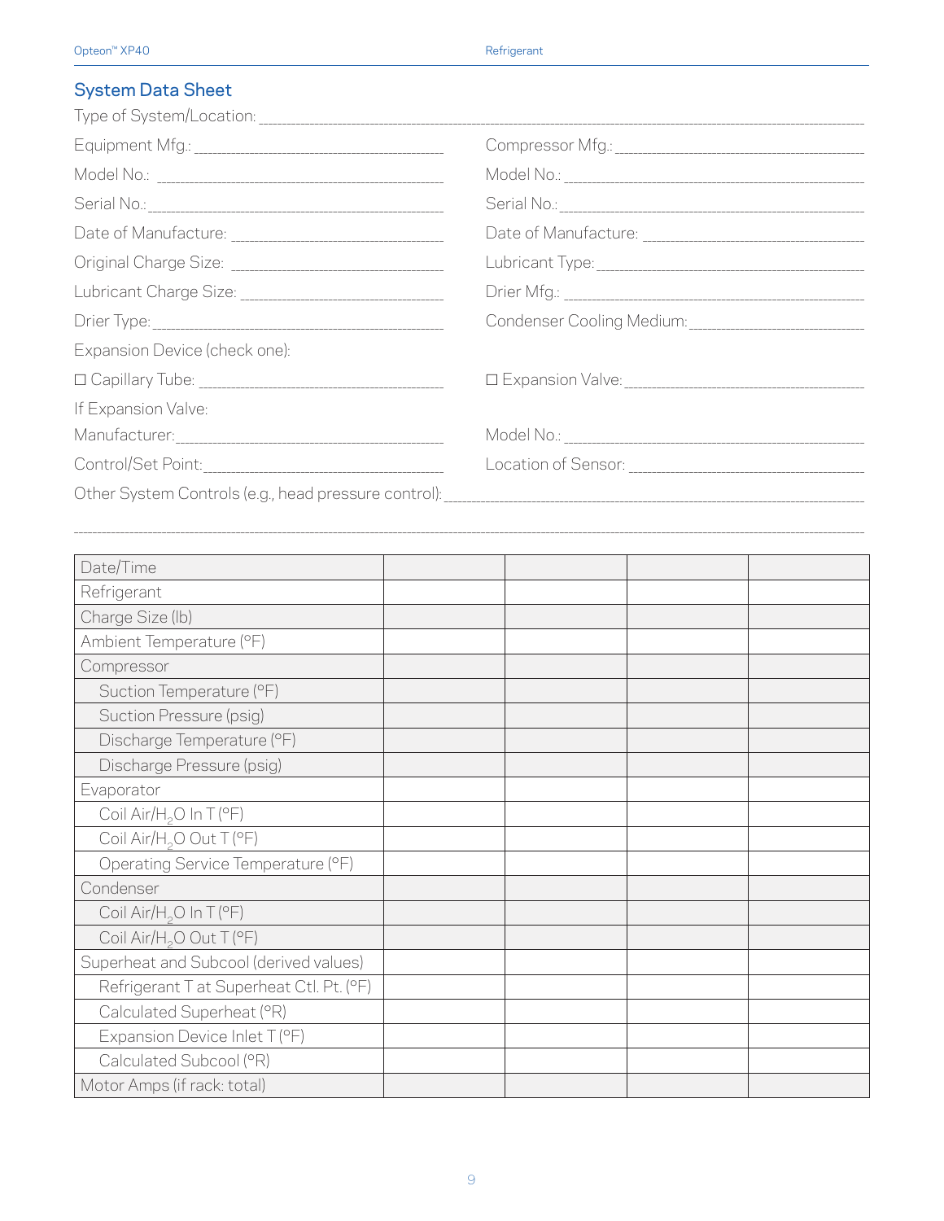## System Data Sheet

Type of System/Location: ______________________________

Equipment Mfg.: ______________________

Model No.: ______________________

Serial No.: ______________________

Date of Manufacture: ______________________

Original Charge Size: ______________________

Lubricant Charge Size: ______________________

Drier Type: ______________________

Compressor Mfg.: ______________________

Model No.: ______________________

Serial No.: ______________________

Date of Manufacture: ______________________

Lubricant Type: ______________________

Drier Mfg.: ______________________

Condenser Cooling Medium: ______________________

Expansion Device (check one):

☐ Capillary Tube: ______________________

☐ Expansion Valve: ______________________

If Expansion Valve:

Manufacturer: ______________________

Model No.: ______________________

Control/Set Point: ______________________

Location of Sensor: ______________________

Other System Controls (e.g., head pressure control): ______________________

______________________________________________________________

| Date/Time | | | | |
|---|---|---|---|---|
| Refrigerant | | | | |
| Charge Size (lb) | | | | |
| Ambient Temperature (°F) | | | | |
| Compressor | | | | |
| Suction Temperature (°F) | | | | |
| Suction Pressure (psig) | | | | |
| Discharge Temperature (°F) | | | | |
| Discharge Pressure (psig) | | | | |
| Evaporator | | | | |
| Coil Air/$H_2O$ In T (°F) | | | | |
| Coil Air/$H_2O$ Out T (°F) | | | | |
| Operating Service Temperature (°F) | | | | |
| Condenser | | | | |
| Coil Air/$H_2O$ In T (°F) | | | | |
| Coil Air/$H_2O$ Out T (°F) | | | | |
| Superheat and Subcool (derived values) | | | | |
| Refrigerant T at Superheat Ctl. Pt. (°F) | | | | |
| Calculated Superheat (°R) | | | | |
| Expansion Device Inlet T (°F) | | | | |
| Calculated Subcool (°R) | | | | |
| Motor Amps (if rack: total) | | | | |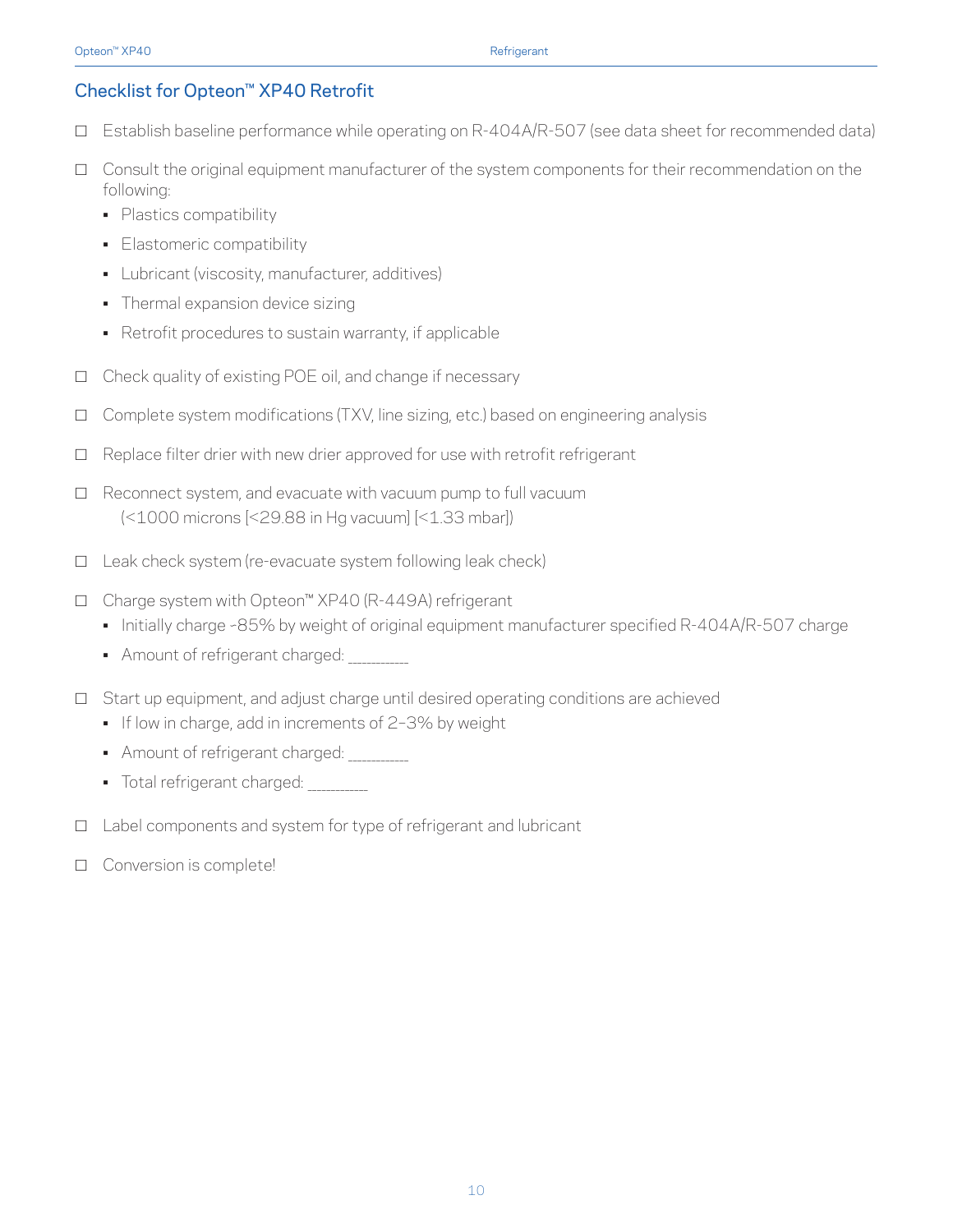## Checklist for Opteon™ XP40 Retrofit

- ☐ Establish baseline performance while operating on R-404A/R-507 (see data sheet for recommended data)
- ☐ Consult the original equipment manufacturer of the system components for their recommendation on the following:
  - Plastics compatibility
  - Elastomeric compatibility
  - Lubricant (viscosity, manufacturer, additives)
  - Thermal expansion device sizing
  - Retrofit procedures to sustain warranty, if applicable
- ☐ Check quality of existing POE oil, and change if necessary
- ☐ Complete system modifications (TXV, line sizing, etc.) based on engineering analysis
- ☐ Replace filter drier with new drier approved for use with retrofit refrigerant
- ☐ Reconnect system, and evacuate with vacuum pump to full vacuum (<1000 microns [<29.88 in Hg vacuum] [<1.33 mbar])
- ☐ Leak check system (re-evacuate system following leak check)
- ☐ Charge system with Opteon™ XP40 (R-449A) refrigerant
  - Initially charge ~85% by weight of original equipment manufacturer specified R-404A/R-507 charge
  - Amount of refrigerant charged: __________
- ☐ Start up equipment, and adjust charge until desired operating conditions are achieved
  - If low in charge, add in increments of 2–3% by weight
  - Amount of refrigerant charged: __________
  - Total refrigerant charged: __________
- ☐ Label components and system for type of refrigerant and lubricant
- ☐ Conversion is complete!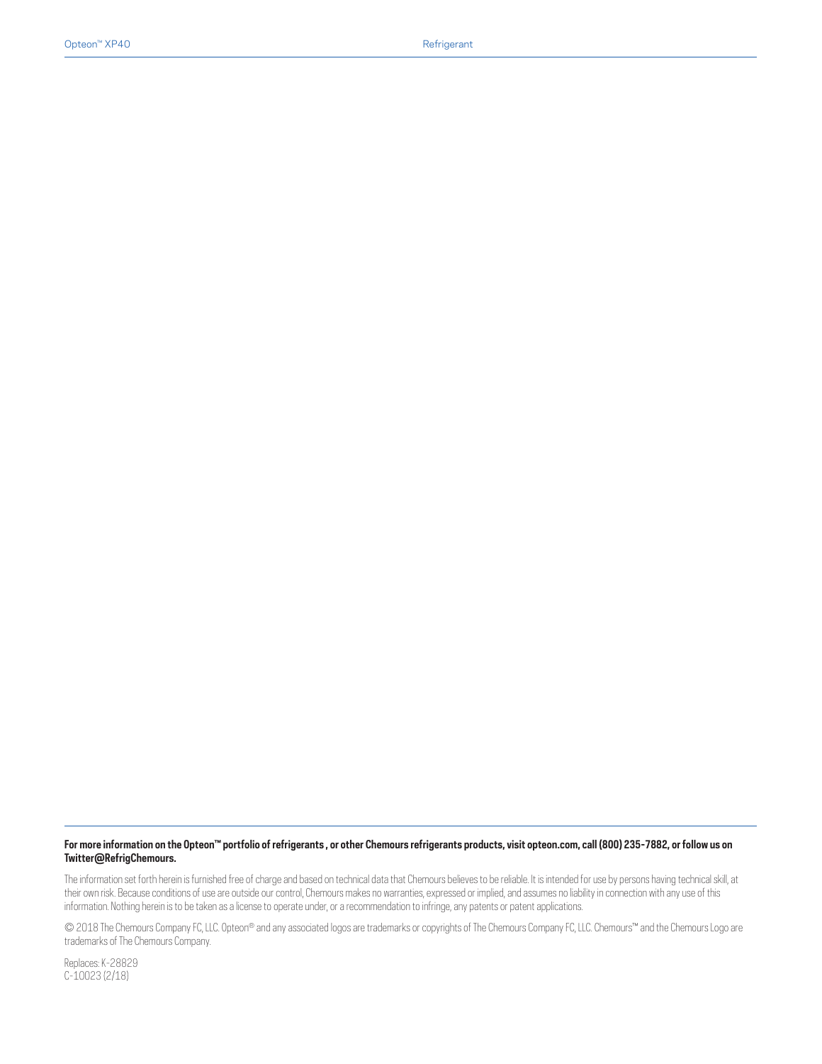**For more information on the Opteon™ portfolio of refrigerants , or other Chemours refrigerants products, visit opteon.com, call (800) 235-7882, or follow us on Twitter@RefrigChemours.**

The information set forth herein is furnished free of charge and based on technical data that Chemours believes to be reliable. It is intended for use by persons having technical skill, at their own risk. Because conditions of use are outside our control, Chemours makes no warranties, expressed or implied, and assumes no liability in connection with any use of this information. Nothing herein is to be taken as a license to operate under, or a recommendation to infringe, any patents or patent applications.

© 2018 The Chemours Company FC, LLC. Opteon® and any associated logos are trademarks or copyrights of The Chemours Company FC, LLC. Chemours™ and the Chemours Logo are trademarks of The Chemours Company.

Replaces: K-28829
C-10023 (2/18)